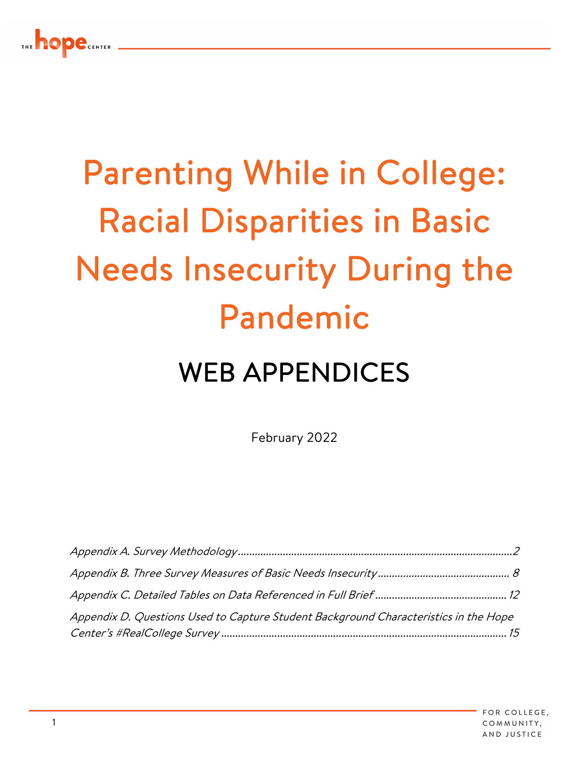# Parenting While in College: Racial Disparities in Basic Needs Insecurity During the Pandemic

## WEB APPENDICES

February 2022

*Appendix A. Survey Methodology* ........................................................................................ 2

*Appendix B. Three Survey Measures of Basic Needs Insecurity* .............................................. 8

*Appendix C. Detailed Tables on Data Referenced in Full Brief* ............................................... 12

*Appendix D. Questions Used to Capture Student Background Characteristics in the Hope Center's #RealCollege Survey* ......................................................................................... 15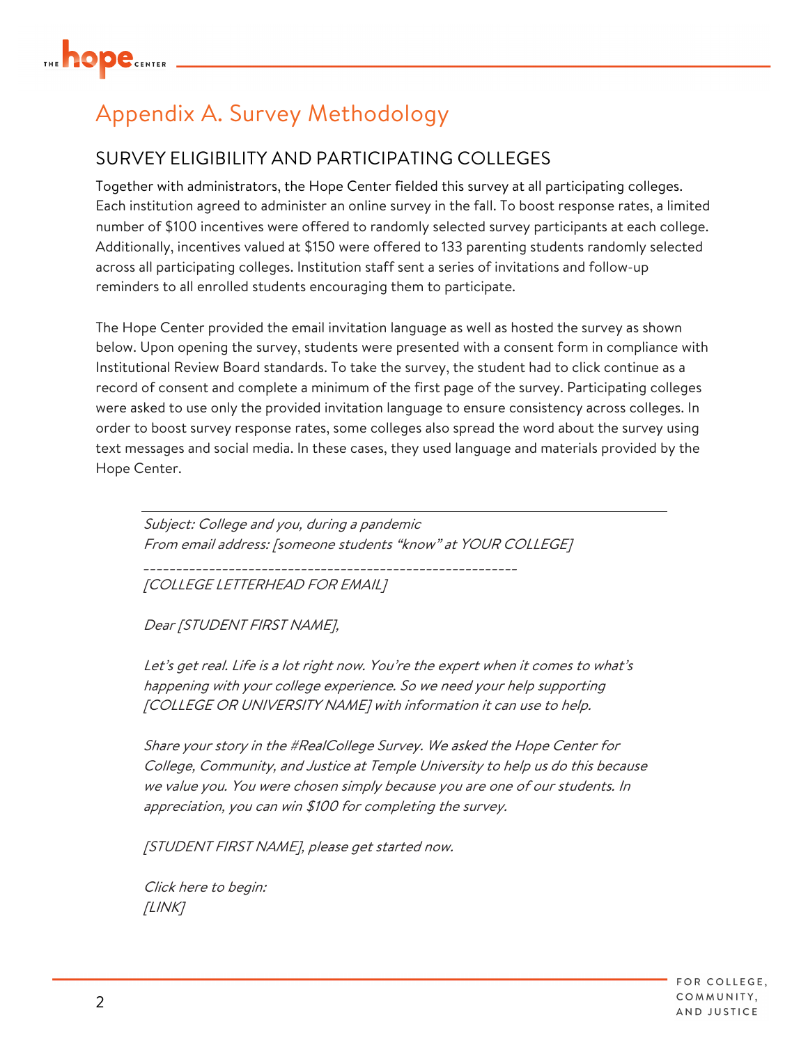# Appendix A. Survey Methodology

## SURVEY ELIGIBILITY AND PARTICIPATING COLLEGES

Together with administrators, the Hope Center fielded this survey at all participating colleges. Each institution agreed to administer an online survey in the fall. To boost response rates, a limited number of $100 incentives were offered to randomly selected survey participants at each college. Additionally, incentives valued at $150 were offered to 133 parenting students randomly selected across all participating colleges. Institution staff sent a series of invitations and follow-up reminders to all enrolled students encouraging them to participate.

The Hope Center provided the email invitation language as well as hosted the survey as shown below. Upon opening the survey, students were presented with a consent form in compliance with Institutional Review Board standards. To take the survey, the student had to click continue as a record of consent and complete a minimum of the first page of the survey. Participating colleges were asked to use only the provided invitation language to ensure consistency across colleges. In order to boost survey response rates, some colleges also spread the word about the survey using text messages and social media. In these cases, they used language and materials provided by the Hope Center.

---

*Subject: College and you, during a pandemic*
*From email address: [someone students "know" at YOUR COLLEGE]*

*---------------------------------------------------------*
*[COLLEGE LETTERHEAD FOR EMAIL]*

*Dear [STUDENT FIRST NAME],*

*Let's get real. Life is a lot right now. You're the expert when it comes to what's happening with your college experience. So we need your help supporting [COLLEGE OR UNIVERSITY NAME] with information it can use to help.*

*Share your story in the #RealCollege Survey. We asked the Hope Center for College, Community, and Justice at Temple University to help us do this because we value you. You were chosen simply because you are one of our students. In appreciation, you can win $100 for completing the survey.*

*[STUDENT FIRST NAME], please get started now.*

*Click here to begin:*
*[LINK]*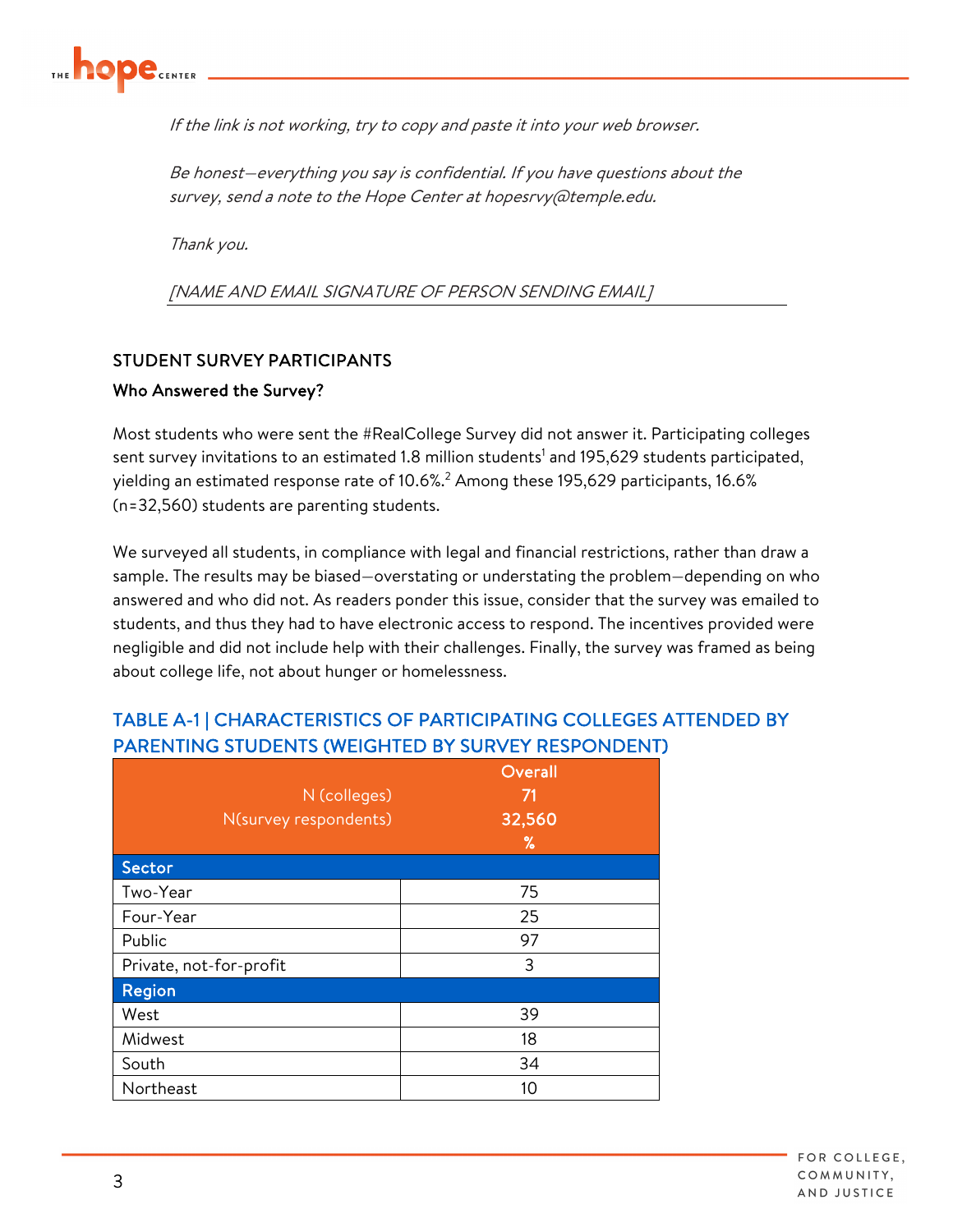*If the link is not working, try to copy and paste it into your web browser.*

*Be honest—everything you say is confidential. If you have questions about the survey, send a note to the Hope Center at hopesrvy@temple.edu.*

*Thank you.*

*[NAME AND EMAIL SIGNATURE OF PERSON SENDING EMAIL]*

## STUDENT SURVEY PARTICIPANTS

### Who Answered the Survey?

Most students who were sent the #RealCollege Survey did not answer it. Participating colleges sent survey invitations to an estimated 1.8 million students[1] and 195,629 students participated, yielding an estimated response rate of 10.6%.[2] Among these 195,629 participants, 16.6% (n=32,560) students are parenting students.

We surveyed all students, in compliance with legal and financial restrictions, rather than draw a sample. The results may be biased—overstating or understating the problem—depending on who answered and who did not. As readers ponder this issue, consider that the survey was emailed to students, and thus they had to have electronic access to respond. The incentives provided were negligible and did not include help with their challenges. Finally, the survey was framed as being about college life, not about hunger or homelessness.

### TABLE A-1 | CHARACTERISTICS OF PARTICIPATING COLLEGES ATTENDED BY PARENTING STUDENTS (WEIGHTED BY SURVEY RESPONDENT)

| | Overall |
|---|---|
| N (colleges) | 71 |
| N(survey respondents) | 32,560 |
| | % |
| **Sector** | |
| Two-Year | 75 |
| Four-Year | 25 |
| Public | 97 |
| Private, not-for-profit | 3 |
| **Region** | |
| West | 39 |
| Midwest | 18 |
| South | 34 |
| Northeast | 10 |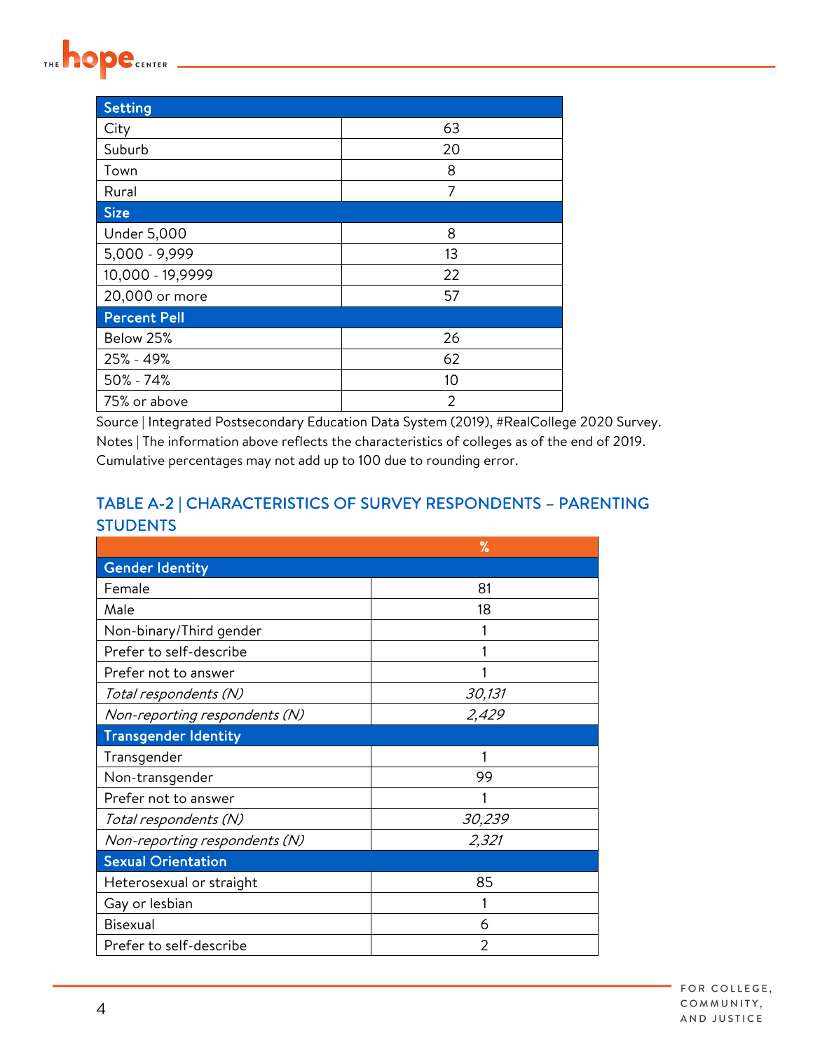| | |
|---|---|
| **Setting** | |
| City | 63 |
| Suburb | 20 |
| Town | 8 |
| Rural | 7 |
| **Size** | |
| Under 5,000 | 8 |
| 5,000 - 9,999 | 13 |
| 10,000 - 19,9999 | 22 |
| 20,000 or more | 57 |
| **Percent Pell** | |
| Below 25% | 26 |
| 25% - 49% | 62 |
| 50% - 74% | 10 |
| 75% or above | 2 |

Source | Integrated Postsecondary Education Data System (2019), #RealCollege 2020 Survey.
Notes | The information above reflects the characteristics of colleges as of the end of 2019. Cumulative percentages may not add up to 100 due to rounding error.

### TABLE A-2 | CHARACTERISTICS OF SURVEY RESPONDENTS – PARENTING STUDENTS

| | % |
|---|---|
| **Gender Identity** | |
| Female | 81 |
| Male | 18 |
| Non-binary/Third gender | 1 |
| Prefer to self-describe | 1 |
| Prefer not to answer | 1 |
| *Total respondents (N)* | *30,131* |
| *Non-reporting respondents (N)* | *2,429* |
| **Transgender Identity** | |
| Transgender | 1 |
| Non-transgender | 99 |
| Prefer not to answer | 1 |
| *Total respondents (N)* | *30,239* |
| *Non-reporting respondents (N)* | *2,321* |
| **Sexual Orientation** | |
| Heterosexual or straight | 85 |
| Gay or lesbian | 1 |
| Bisexual | 6 |
| Prefer to self-describe | 2 |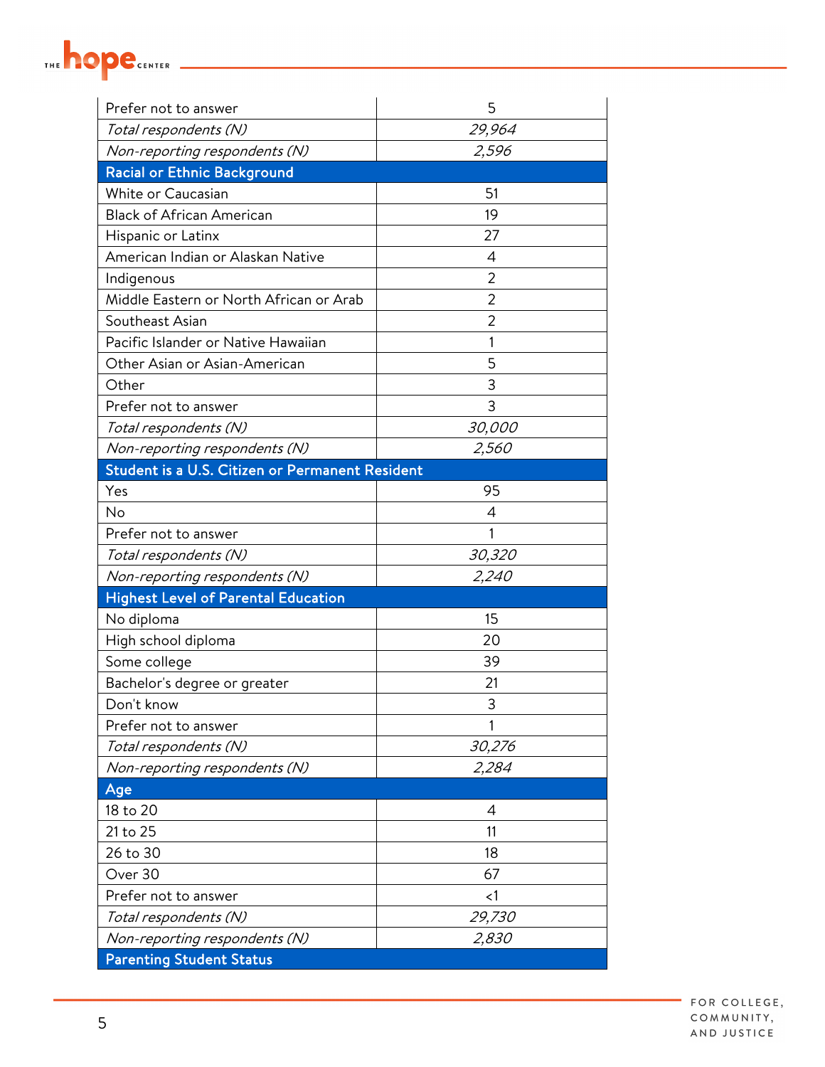| | |
|---|---|
| Prefer not to answer | 5 |
| *Total respondents (N)* | *29,964* |
| *Non-reporting respondents (N)* | *2,596* |
| **Racial or Ethnic Background** | |
| White or Caucasian | 51 |
| Black of African American | 19 |
| Hispanic or Latinx | 27 |
| American Indian or Alaskan Native | 4 |
| Indigenous | 2 |
| Middle Eastern or North African or Arab | 2 |
| Southeast Asian | 2 |
| Pacific Islander or Native Hawaiian | 1 |
| Other Asian or Asian-American | 5 |
| Other | 3 |
| Prefer not to answer | 3 |
| *Total respondents (N)* | *30,000* |
| *Non-reporting respondents (N)* | *2,560* |
| **Student is a U.S. Citizen or Permanent Resident** | |
| Yes | 95 |
| No | 4 |
| Prefer not to answer | 1 |
| *Total respondents (N)* | *30,320* |
| *Non-reporting respondents (N)* | *2,240* |
| **Highest Level of Parental Education** | |
| No diploma | 15 |
| High school diploma | 20 |
| Some college | 39 |
| Bachelor's degree or greater | 21 |
| Don't know | 3 |
| Prefer not to answer | 1 |
| *Total respondents (N)* | *30,276* |
| *Non-reporting respondents (N)* | *2,284* |
| **Age** | |
| 18 to 20 | 4 |
| 21 to 25 | 11 |
| 26 to 30 | 18 |
| Over 30 | 67 |
| Prefer not to answer | <1 |
| *Total respondents (N)* | *29,730* |
| *Non-reporting respondents (N)* | *2,830* |
| **Parenting Student Status** | |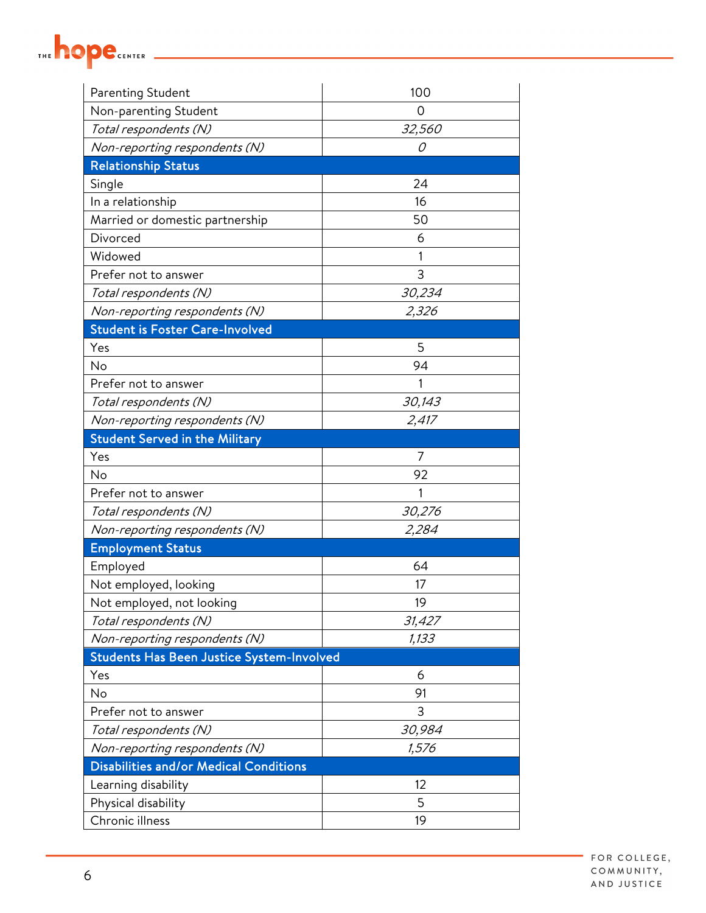| | |
|---|---|
| Parenting Student | 100 |
| Non-parenting Student | 0 |
| *Total respondents (N)* | *32,560* |
| *Non-reporting respondents (N)* | *0* |
| **Relationship Status** | |
| Single | 24 |
| In a relationship | 16 |
| Married or domestic partnership | 50 |
| Divorced | 6 |
| Widowed | 1 |
| Prefer not to answer | 3 |
| *Total respondents (N)* | *30,234* |
| *Non-reporting respondents (N)* | *2,326* |
| **Student is Foster Care-Involved** | |
| Yes | 5 |
| No | 94 |
| Prefer not to answer | 1 |
| *Total respondents (N)* | *30,143* |
| *Non-reporting respondents (N)* | *2,417* |
| **Student Served in the Military** | |
| Yes | 7 |
| No | 92 |
| Prefer not to answer | 1 |
| *Total respondents (N)* | *30,276* |
| *Non-reporting respondents (N)* | *2,284* |
| **Employment Status** | |
| Employed | 64 |
| Not employed, looking | 17 |
| Not employed, not looking | 19 |
| *Total respondents (N)* | *31,427* |
| *Non-reporting respondents (N)* | *1,133* |
| **Students Has Been Justice System-Involved** | |
| Yes | 6 |
| No | 91 |
| Prefer not to answer | 3 |
| *Total respondents (N)* | *30,984* |
| *Non-reporting respondents (N)* | *1,576* |
| **Disabilities and/or Medical Conditions** | |
| Learning disability | 12 |
| Physical disability | 5 |
| Chronic illness | 19 |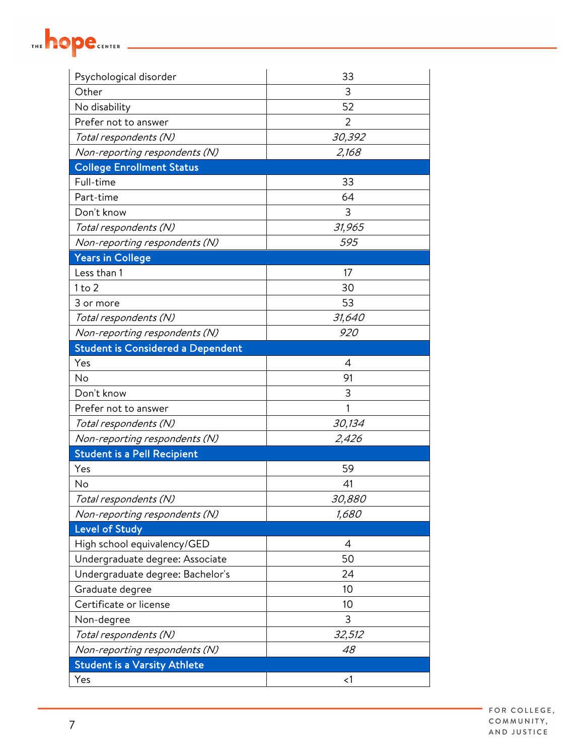| | |
|---|---|
| Psychological disorder | 33 |
| Other | 3 |
| No disability | 52 |
| Prefer not to answer | 2 |
| *Total respondents (N)* | *30,392* |
| *Non-reporting respondents (N)* | *2,168* |
| **College Enrollment Status** | |
| Full-time | 33 |
| Part-time | 64 |
| Don't know | 3 |
| *Total respondents (N)* | *31,965* |
| *Non-reporting respondents (N)* | *595* |
| **Years in College** | |
| Less than 1 | 17 |
| 1 to 2 | 30 |
| 3 or more | 53 |
| *Total respondents (N)* | *31,640* |
| *Non-reporting respondents (N)* | *920* |
| **Student is Considered a Dependent** | |
| Yes | 4 |
| No | 91 |
| Don't know | 3 |
| Prefer not to answer | 1 |
| *Total respondents (N)* | *30,134* |
| *Non-reporting respondents (N)* | *2,426* |
| **Student is a Pell Recipient** | |
| Yes | 59 |
| No | 41 |
| *Total respondents (N)* | *30,880* |
| *Non-reporting respondents (N)* | *1,680* |
| **Level of Study** | |
| High school equivalency/GED | 4 |
| Undergraduate degree: Associate | 50 |
| Undergraduate degree: Bachelor's | 24 |
| Graduate degree | 10 |
| Certificate or license | 10 |
| Non-degree | 3 |
| *Total respondents (N)* | *32,512* |
| *Non-reporting respondents (N)* | *48* |
| **Student is a Varsity Athlete** | |
| Yes | <1 |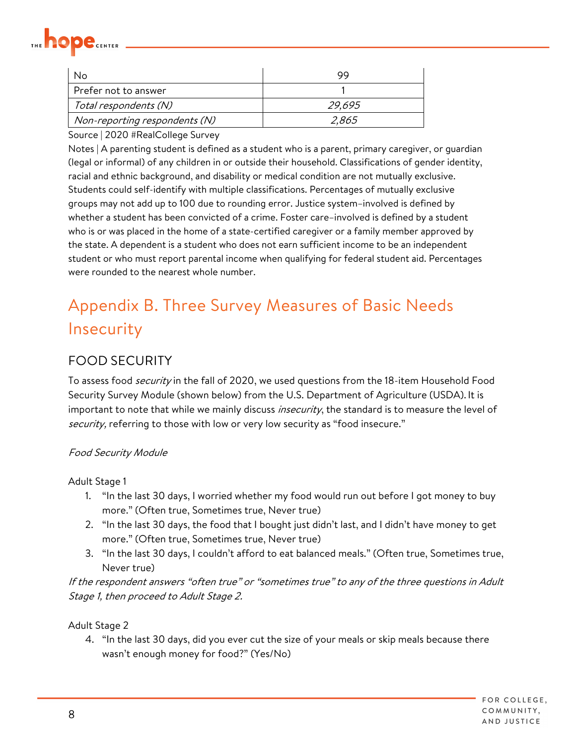| | |
|---|---|
| No | 99 |
| Prefer not to answer | 1 |
| *Total respondents (N)* | *29,695* |
| *Non-reporting respondents (N)* | *2,865* |

Source | 2020 #RealCollege Survey

Notes | A parenting student is defined as a student who is a parent, primary caregiver, or guardian (legal or informal) of any children in or outside their household. Classifications of gender identity, racial and ethnic background, and disability or medical condition are not mutually exclusive. Students could self-identify with multiple classifications. Percentages of mutually exclusive groups may not add up to 100 due to rounding error. Justice system–involved is defined by whether a student has been convicted of a crime. Foster care–involved is defined by a student who is or was placed in the home of a state-certified caregiver or a family member approved by the state. A dependent is a student who does not earn sufficient income to be an independent student or who must report parental income when qualifying for federal student aid. Percentages were rounded to the nearest whole number.

# Appendix B. Three Survey Measures of Basic Needs Insecurity

## FOOD SECURITY

To assess food *security* in the fall of 2020, we used questions from the 18-item Household Food Security Survey Module (shown below) from the U.S. Department of Agriculture (USDA). It is important to note that while we mainly discuss *insecurity*, the standard is to measure the level of *security,* referring to those with low or very low security as "food insecure."

*Food Security Module*

Adult Stage 1

1. "In the last 30 days, I worried whether my food would run out before I got money to buy more." (Often true, Sometimes true, Never true)
2. "In the last 30 days, the food that I bought just didn't last, and I didn't have money to get more." (Often true, Sometimes true, Never true)
3. "In the last 30 days, I couldn't afford to eat balanced meals." (Often true, Sometimes true, Never true)

*If the respondent answers "often true" or "sometimes true" to any of the three questions in Adult Stage 1, then proceed to Adult Stage 2.*

Adult Stage 2

4. "In the last 30 days, did you ever cut the size of your meals or skip meals because there wasn't enough money for food?" (Yes/No)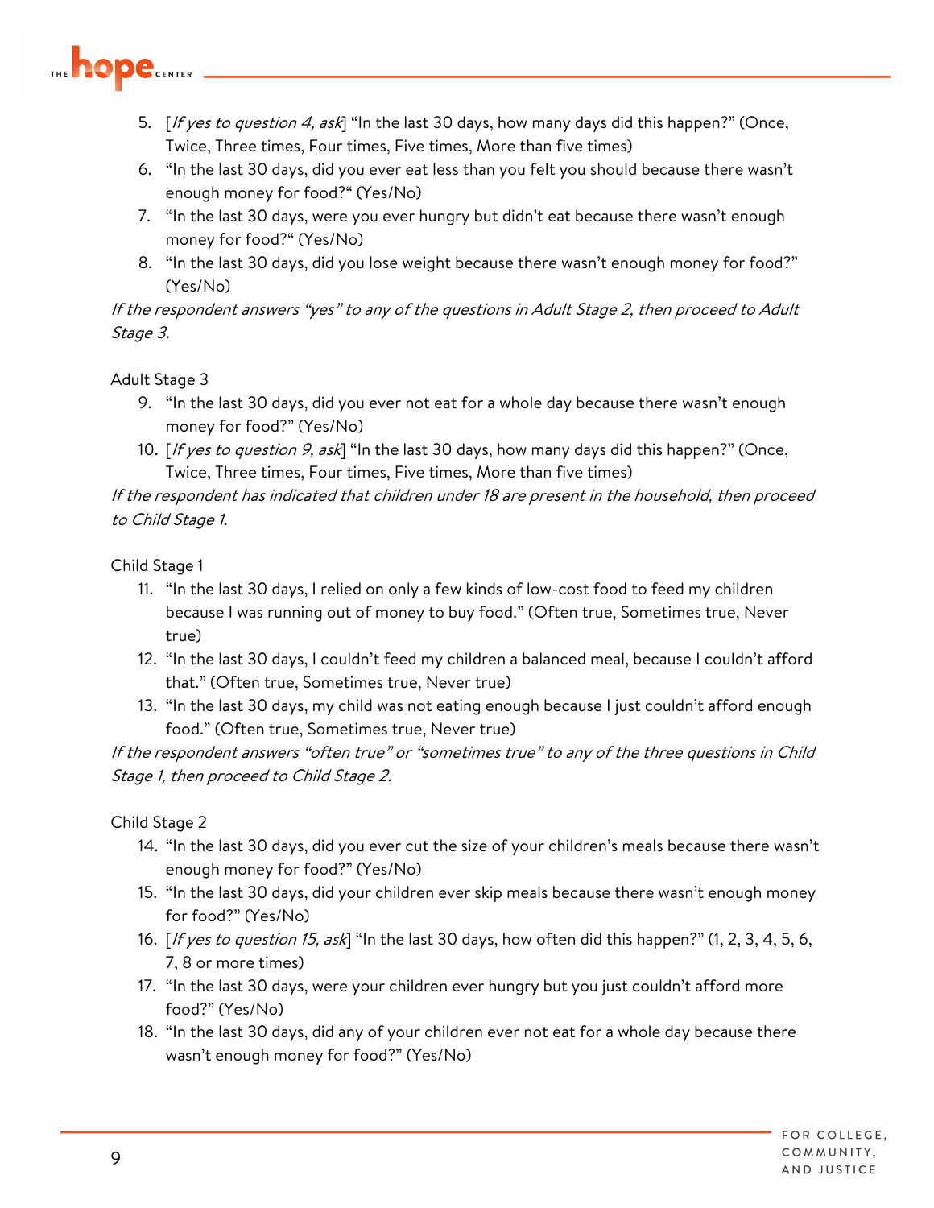5. [*If yes to question 4, ask*] "In the last 30 days, how many days did this happen?" (Once, Twice, Three times, Four times, Five times, More than five times)
6. "In the last 30 days, did you ever eat less than you felt you should because there wasn't enough money for food?" (Yes/No)
7. "In the last 30 days, were you ever hungry but didn't eat because there wasn't enough money for food?" (Yes/No)
8. "In the last 30 days, did you lose weight because there wasn't enough money for food?" (Yes/No)

*If the respondent answers "yes" to any of the questions in Adult Stage 2, then proceed to Adult Stage 3.*

Adult Stage 3

9. "In the last 30 days, did you ever not eat for a whole day because there wasn't enough money for food?" (Yes/No)
10. [*If yes to question 9, ask*] "In the last 30 days, how many days did this happen?" (Once, Twice, Three times, Four times, Five times, More than five times)

*If the respondent has indicated that children under 18 are present in the household, then proceed to Child Stage 1.*

Child Stage 1

11. "In the last 30 days, I relied on only a few kinds of low-cost food to feed my children because I was running out of money to buy food." (Often true, Sometimes true, Never true)
12. "In the last 30 days, I couldn't feed my children a balanced meal, because I couldn't afford that." (Often true, Sometimes true, Never true)
13. "In the last 30 days, my child was not eating enough because I just couldn't afford enough food." (Often true, Sometimes true, Never true)

*If the respondent answers "often true" or "sometimes true" to any of the three questions in Child Stage 1, then proceed to Child Stage 2.*

Child Stage 2

14. "In the last 30 days, did you ever cut the size of your children's meals because there wasn't enough money for food?" (Yes/No)
15. "In the last 30 days, did your children ever skip meals because there wasn't enough money for food?" (Yes/No)
16. [*If yes to question 15, ask*] "In the last 30 days, how often did this happen?" (1, 2, 3, 4, 5, 6, 7, 8 or more times)
17. "In the last 30 days, were your children ever hungry but you just couldn't afford more food?" (Yes/No)
18. "In the last 30 days, did any of your children ever not eat for a whole day because there wasn't enough money for food?" (Yes/No)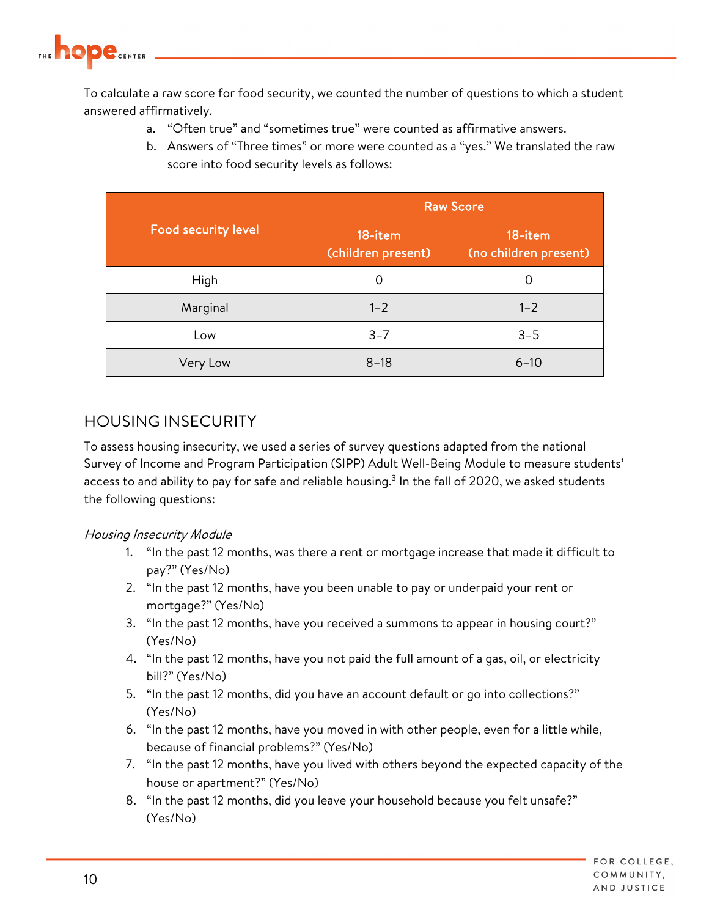To calculate a raw score for food security, we counted the number of questions to which a student answered affirmatively.

a. "Often true" and "sometimes true" were counted as affirmative answers.
b. Answers of "Three times" or more were counted as a "yes." We translated the raw score into food security levels as follows:

| Food security level | Raw Score | |
|---|---|---|
| | 18-item (children present) | 18-item (no children present) |
| High | 0 | 0 |
| Marginal | 1–2 | 1–2 |
| Low | 3–7 | 3–5 |
| Very Low | 8–18 | 6–10 |

## HOUSING INSECURITY

To assess housing insecurity, we used a series of survey questions adapted from the national Survey of Income and Program Participation (SIPP) Adult Well-Being Module to measure students' access to and ability to pay for safe and reliable housing.[3] In the fall of 2020, we asked students the following questions:

*Housing Insecurity Module*

1. "In the past 12 months, was there a rent or mortgage increase that made it difficult to pay?" (Yes/No)
2. "In the past 12 months, have you been unable to pay or underpaid your rent or mortgage?" (Yes/No)
3. "In the past 12 months, have you received a summons to appear in housing court?" (Yes/No)
4. "In the past 12 months, have you not paid the full amount of a gas, oil, or electricity bill?" (Yes/No)
5. "In the past 12 months, did you have an account default or go into collections?" (Yes/No)
6. "In the past 12 months, have you moved in with other people, even for a little while, because of financial problems?" (Yes/No)
7. "In the past 12 months, have you lived with others beyond the expected capacity of the house or apartment?" (Yes/No)
8. "In the past 12 months, did you leave your household because you felt unsafe?" (Yes/No)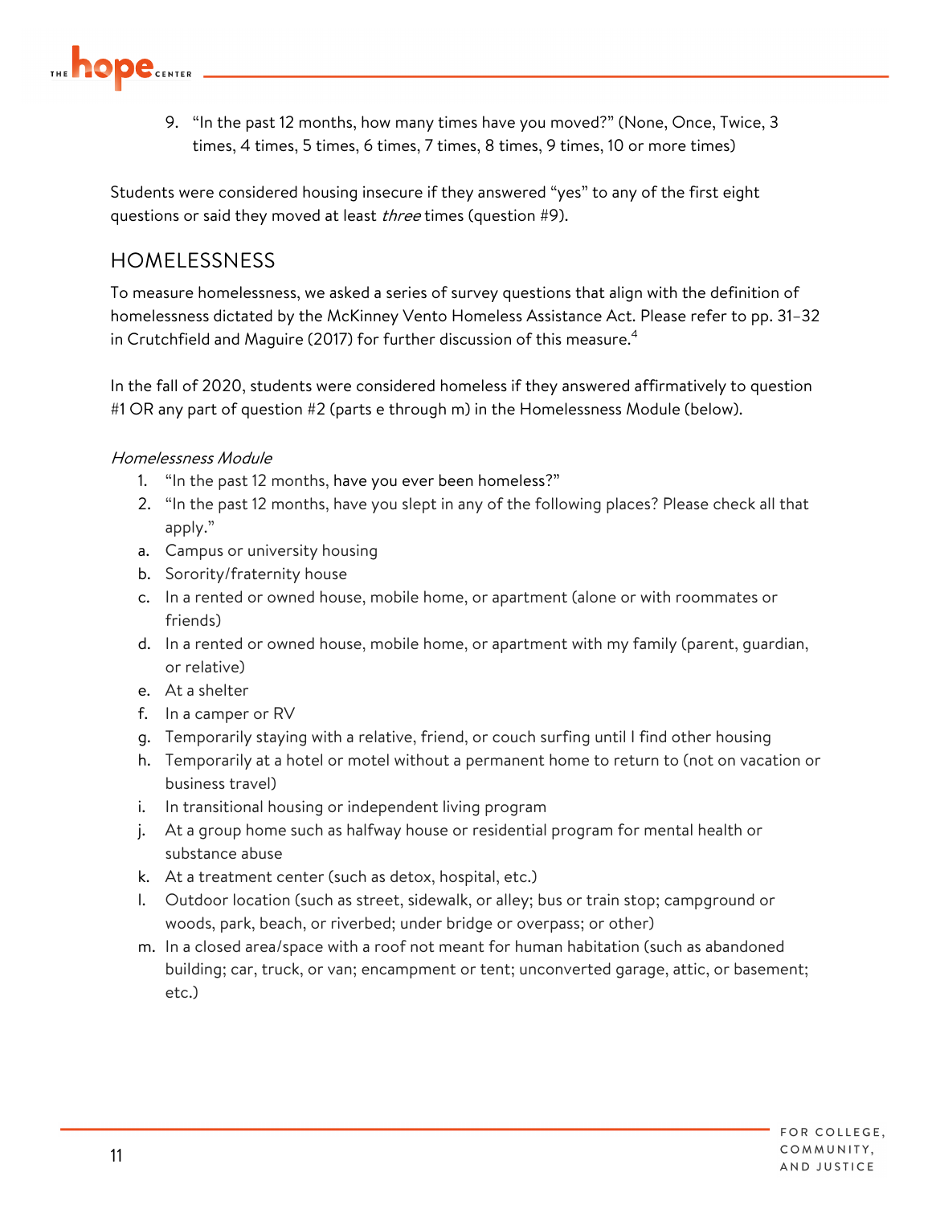9. "In the past 12 months, how many times have you moved?" (None, Once, Twice, 3 times, 4 times, 5 times, 6 times, 7 times, 8 times, 9 times, 10 or more times)

Students were considered housing insecure if they answered "yes" to any of the first eight questions or said they moved at least *three* times (question #9).

## HOMELESSNESS

To measure homelessness, we asked a series of survey questions that align with the definition of homelessness dictated by the McKinney Vento Homeless Assistance Act. Please refer to pp. 31–32 in Crutchfield and Maguire (2017) for further discussion of this measure.[4]

In the fall of 2020, students were considered homeless if they answered affirmatively to question #1 OR any part of question #2 (parts e through m) in the Homelessness Module (below).

*Homelessness Module*

1. "In the past 12 months, have you ever been homeless?"
2. "In the past 12 months, have you slept in any of the following places? Please check all that apply."

a. Campus or university housing
b. Sorority/fraternity house
c. In a rented or owned house, mobile home, or apartment (alone or with roommates or friends)
d. In a rented or owned house, mobile home, or apartment with my family (parent, guardian, or relative)
e. At a shelter
f. In a camper or RV
g. Temporarily staying with a relative, friend, or couch surfing until I find other housing
h. Temporarily at a hotel or motel without a permanent home to return to (not on vacation or business travel)
i. In transitional housing or independent living program
j. At a group home such as halfway house or residential program for mental health or substance abuse
k. At a treatment center (such as detox, hospital, etc.)
l. Outdoor location (such as street, sidewalk, or alley; bus or train stop; campground or woods, park, beach, or riverbed; under bridge or overpass; or other)
m. In a closed area/space with a roof not meant for human habitation (such as abandoned building; car, truck, or van; encampment or tent; unconverted garage, attic, or basement; etc.)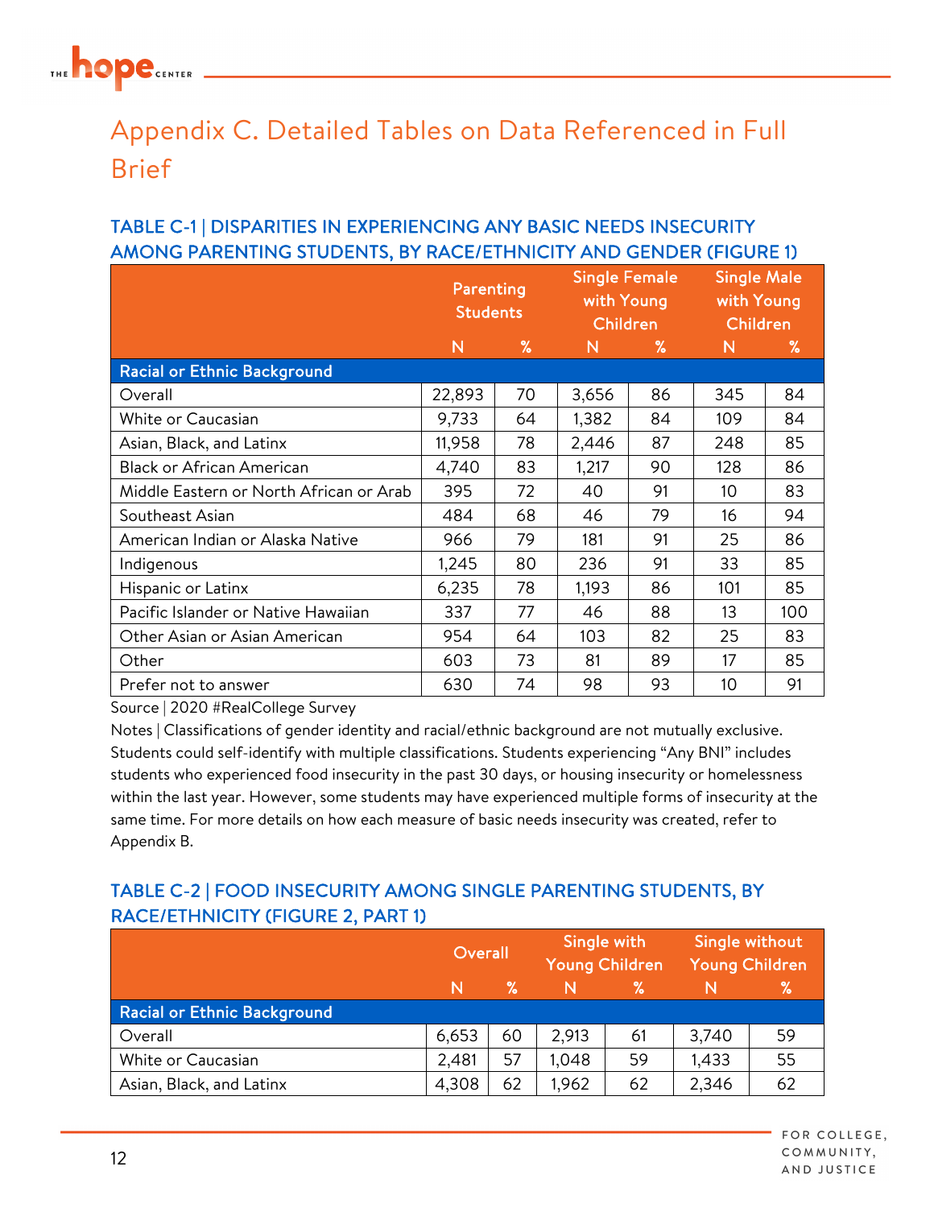# Appendix C. Detailed Tables on Data Referenced in Full Brief

### TABLE C-1 | DISPARITIES IN EXPERIENCING ANY BASIC NEEDS INSECURITY AMONG PARENTING STUDENTS, BY RACE/ETHNICITY AND GENDER (FIGURE 1)

| | Parenting Students | | Single Female with Young Children | | Single Male with Young Children | |
|---|---|---|---|---|---|---|
| | N | % | N | % | N | % |
| **Racial or Ethnic Background** | | | | | | |
| Overall | 22,893 | 70 | 3,656 | 86 | 345 | 84 |
| White or Caucasian | 9,733 | 64 | 1,382 | 84 | 109 | 84 |
| Asian, Black, and Latinx | 11,958 | 78 | 2,446 | 87 | 248 | 85 |
| Black or African American | 4,740 | 83 | 1,217 | 90 | 128 | 86 |
| Middle Eastern or North African or Arab | 395 | 72 | 40 | 91 | 10 | 83 |
| Southeast Asian | 484 | 68 | 46 | 79 | 16 | 94 |
| American Indian or Alaska Native | 966 | 79 | 181 | 91 | 25 | 86 |
| Indigenous | 1,245 | 80 | 236 | 91 | 33 | 85 |
| Hispanic or Latinx | 6,235 | 78 | 1,193 | 86 | 101 | 85 |
| Pacific Islander or Native Hawaiian | 337 | 77 | 46 | 88 | 13 | 100 |
| Other Asian or Asian American | 954 | 64 | 103 | 82 | 25 | 83 |
| Other | 603 | 73 | 81 | 89 | 17 | 85 |
| Prefer not to answer | 630 | 74 | 98 | 93 | 10 | 91 |

Source | 2020 #RealCollege Survey

Notes | Classifications of gender identity and racial/ethnic background are not mutually exclusive. Students could self-identify with multiple classifications. Students experiencing "Any BNI" includes students who experienced food insecurity in the past 30 days, or housing insecurity or homelessness within the last year. However, some students may have experienced multiple forms of insecurity at the same time. For more details on how each measure of basic needs insecurity was created, refer to Appendix B.

### TABLE C-2 | FOOD INSECURITY AMONG SINGLE PARENTING STUDENTS, BY RACE/ETHNICITY (FIGURE 2, PART 1)

| | Overall | | Single with Young Children | | Single without Young Children | |
|---|---|---|---|---|---|---|
| | N | % | N | % | N | % |
| **Racial or Ethnic Background** | | | | | | |
| Overall | 6,653 | 60 | 2,913 | 61 | 3,740 | 59 |
| White or Caucasian | 2,481 | 57 | 1,048 | 59 | 1,433 | 55 |
| Asian, Black, and Latinx | 4,308 | 62 | 1,962 | 62 | 2,346 | 62 |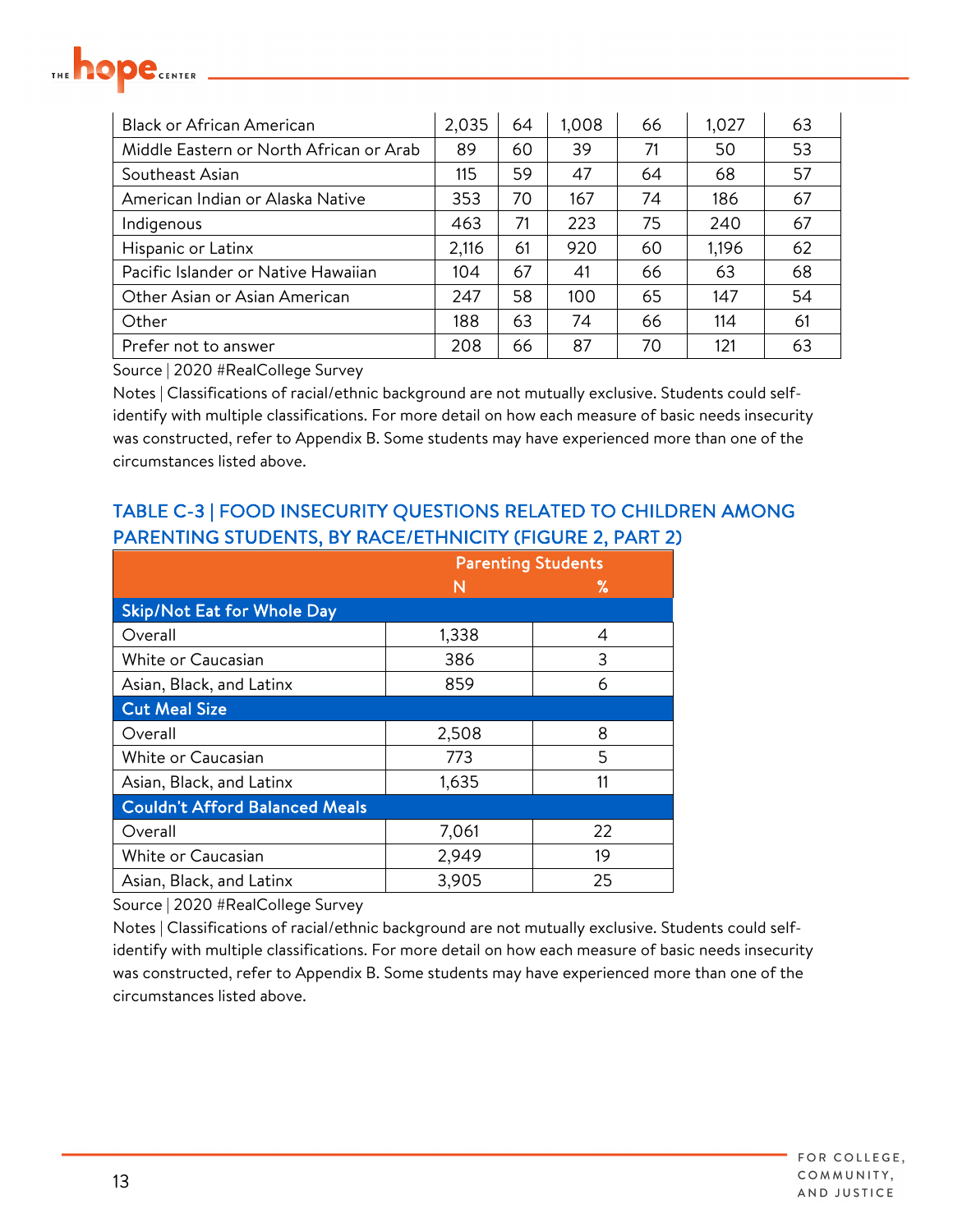| | | | | | | |
|---|---|---|---|---|---|---|
| Black or African American | 2,035 | 64 | 1,008 | 66 | 1,027 | 63 |
| Middle Eastern or North African or Arab | 89 | 60 | 39 | 71 | 50 | 53 |
| Southeast Asian | 115 | 59 | 47 | 64 | 68 | 57 |
| American Indian or Alaska Native | 353 | 70 | 167 | 74 | 186 | 67 |
| Indigenous | 463 | 71 | 223 | 75 | 240 | 67 |
| Hispanic or Latinx | 2,116 | 61 | 920 | 60 | 1,196 | 62 |
| Pacific Islander or Native Hawaiian | 104 | 67 | 41 | 66 | 63 | 68 |
| Other Asian or Asian American | 247 | 58 | 100 | 65 | 147 | 54 |
| Other | 188 | 63 | 74 | 66 | 114 | 61 |
| Prefer not to answer | 208 | 66 | 87 | 70 | 121 | 63 |

Source | 2020 #RealCollege Survey

Notes | Classifications of racial/ethnic background are not mutually exclusive. Students could self-identify with multiple classifications. For more detail on how each measure of basic needs insecurity was constructed, refer to Appendix B. Some students may have experienced more than one of the circumstances listed above.

## TABLE C-3 | FOOD INSECURITY QUESTIONS RELATED TO CHILDREN AMONG PARENTING STUDENTS, BY RACE/ETHNICITY (FIGURE 2, PART 2)

| | Parenting Students | |
|---|---|---|
| | N | % |
| **Skip/Not Eat for Whole Day** | | |
| Overall | 1,338 | 4 |
| White or Caucasian | 386 | 3 |
| Asian, Black, and Latinx | 859 | 6 |
| **Cut Meal Size** | | |
| Overall | 2,508 | 8 |
| White or Caucasian | 773 | 5 |
| Asian, Black, and Latinx | 1,635 | 11 |
| **Couldn't Afford Balanced Meals** | | |
| Overall | 7,061 | 22 |
| White or Caucasian | 2,949 | 19 |
| Asian, Black, and Latinx | 3,905 | 25 |

Source | 2020 #RealCollege Survey

Notes | Classifications of racial/ethnic background are not mutually exclusive. Students could self-identify with multiple classifications. For more detail on how each measure of basic needs insecurity was constructed, refer to Appendix B. Some students may have experienced more than one of the circumstances listed above.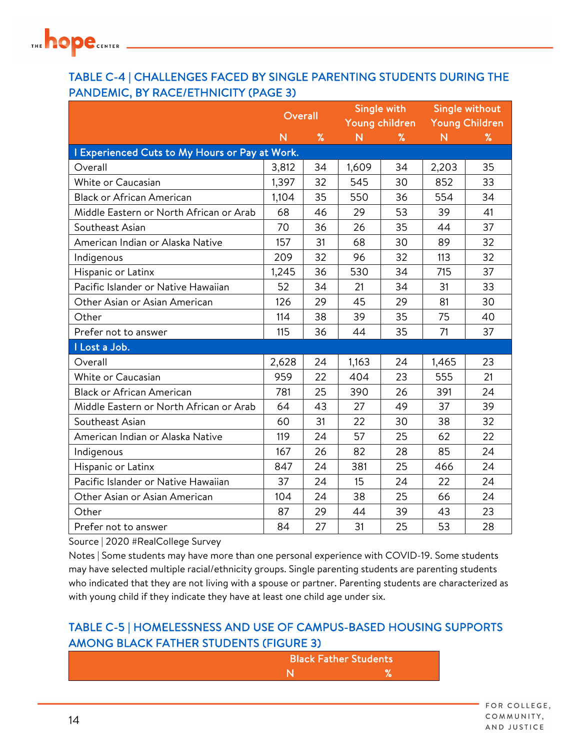### TABLE C-4 | CHALLENGES FACED BY SINGLE PARENTING STUDENTS DURING THE PANDEMIC, BY RACE/ETHNICITY (PAGE 3)

| | Overall | | Single with Young children | | Single without Young Children | |
|---|---|---|---|---|---|---|
| | N | % | N | % | N | % |
| **I Experienced Cuts to My Hours or Pay at Work.** | | | | | | |
| Overall | 3,812 | 34 | 1,609 | 34 | 2,203 | 35 |
| White or Caucasian | 1,397 | 32 | 545 | 30 | 852 | 33 |
| Black or African American | 1,104 | 35 | 550 | 36 | 554 | 34 |
| Middle Eastern or North African or Arab | 68 | 46 | 29 | 53 | 39 | 41 |
| Southeast Asian | 70 | 36 | 26 | 35 | 44 | 37 |
| American Indian or Alaska Native | 157 | 31 | 68 | 30 | 89 | 32 |
| Indigenous | 209 | 32 | 96 | 32 | 113 | 32 |
| Hispanic or Latinx | 1,245 | 36 | 530 | 34 | 715 | 37 |
| Pacific Islander or Native Hawaiian | 52 | 34 | 21 | 34 | 31 | 33 |
| Other Asian or Asian American | 126 | 29 | 45 | 29 | 81 | 30 |
| Other | 114 | 38 | 39 | 35 | 75 | 40 |
| Prefer not to answer | 115 | 36 | 44 | 35 | 71 | 37 |
| **I Lost a Job.** | | | | | | |
| Overall | 2,628 | 24 | 1,163 | 24 | 1,465 | 23 |
| White or Caucasian | 959 | 22 | 404 | 23 | 555 | 21 |
| Black or African American | 781 | 25 | 390 | 26 | 391 | 24 |
| Middle Eastern or North African or Arab | 64 | 43 | 27 | 49 | 37 | 39 |
| Southeast Asian | 60 | 31 | 22 | 30 | 38 | 32 |
| American Indian or Alaska Native | 119 | 24 | 57 | 25 | 62 | 22 |
| Indigenous | 167 | 26 | 82 | 28 | 85 | 24 |
| Hispanic or Latinx | 847 | 24 | 381 | 25 | 466 | 24 |
| Pacific Islander or Native Hawaiian | 37 | 24 | 15 | 24 | 22 | 24 |
| Other Asian or Asian American | 104 | 24 | 38 | 25 | 66 | 24 |
| Other | 87 | 29 | 44 | 39 | 43 | 23 |
| Prefer not to answer | 84 | 27 | 31 | 25 | 53 | 28 |

Source | 2020 #RealCollege Survey

Notes | Some students may have more than one personal experience with COVID-19. Some students may have selected multiple racial/ethnicity groups. Single parenting students are parenting students who indicated that they are not living with a spouse or partner. Parenting students are characterized as with young child if they indicate they have at least one child age under six.

### TABLE C-5 | HOMELESSNESS AND USE OF CAMPUS-BASED HOUSING SUPPORTS AMONG BLACK FATHER STUDENTS (FIGURE 3)

| | Black Father Students | |
|---|---|---|
| | N | % |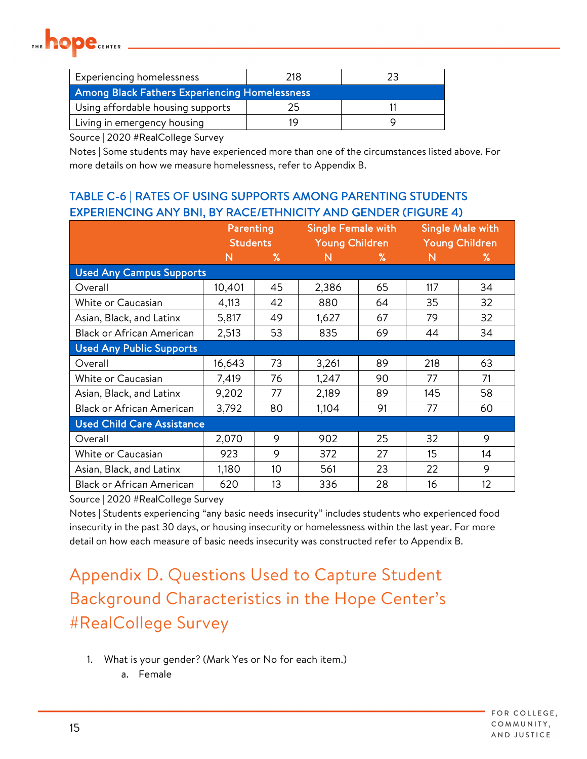| | | |
|---|---|---|
| Experiencing homelessness | 218 | 23 |
| **Among Black Fathers Experiencing Homelessness** | | |
| Using affordable housing supports | 25 | 11 |
| Living in emergency housing | 19 | 9 |

Source | 2020 #RealCollege Survey

Notes | Some students may have experienced more than one of the circumstances listed above. For more details on how we measure homelessness, refer to Appendix B.

### TABLE C-6 | RATES OF USING SUPPORTS AMONG PARENTING STUDENTS EXPERIENCING ANY BNI, BY RACE/ETHNICITY AND GENDER (FIGURE 4)

| | Parenting Students | | Single Female with Young Children | | Single Male with Young Children | |
|---|---|---|---|---|---|---|
| | N | % | N | % | N | % |
| **Used Any Campus Supports** | | | | | | |
| Overall | 10,401 | 45 | 2,386 | 65 | 117 | 34 |
| White or Caucasian | 4,113 | 42 | 880 | 64 | 35 | 32 |
| Asian, Black, and Latinx | 5,817 | 49 | 1,627 | 67 | 79 | 32 |
| Black or African American | 2,513 | 53 | 835 | 69 | 44 | 34 |
| **Used Any Public Supports** | | | | | | |
| Overall | 16,643 | 73 | 3,261 | 89 | 218 | 63 |
| White or Caucasian | 7,419 | 76 | 1,247 | 90 | 77 | 71 |
| Asian, Black, and Latinx | 9,202 | 77 | 2,189 | 89 | 145 | 58 |
| Black or African American | 3,792 | 80 | 1,104 | 91 | 77 | 60 |
| **Used Child Care Assistance** | | | | | | |
| Overall | 2,070 | 9 | 902 | 25 | 32 | 9 |
| White or Caucasian | 923 | 9 | 372 | 27 | 15 | 14 |
| Asian, Black, and Latinx | 1,180 | 10 | 561 | 23 | 22 | 9 |
| Black or African American | 620 | 13 | 336 | 28 | 16 | 12 |

Source | 2020 #RealCollege Survey

Notes | Students experiencing "any basic needs insecurity" includes students who experienced food insecurity in the past 30 days, or housing insecurity or homelessness within the last year. For more detail on how each measure of basic needs insecurity was constructed refer to Appendix B.

# Appendix D. Questions Used to Capture Student Background Characteristics in the Hope Center's #RealCollege Survey

1. What is your gender? (Mark Yes or No for each item.)
   a. Female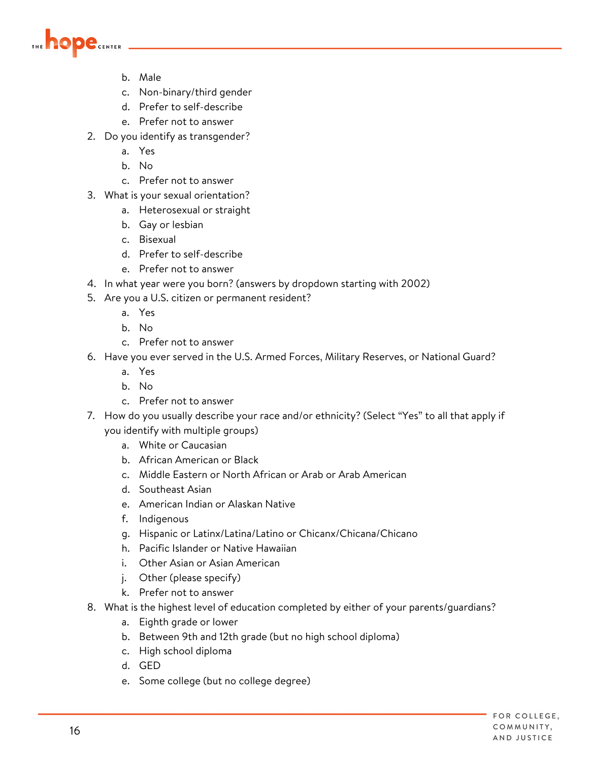b. Male
   c. Non-binary/third gender
   d. Prefer to self-describe
   e. Prefer not to answer
2. Do you identify as transgender?
   a. Yes
   b. No
   c. Prefer not to answer
3. What is your sexual orientation?
   a. Heterosexual or straight
   b. Gay or lesbian
   c. Bisexual
   d. Prefer to self-describe
   e. Prefer not to answer
4. In what year were you born? (answers by dropdown starting with 2002)
5. Are you a U.S. citizen or permanent resident?
   a. Yes
   b. No
   c. Prefer not to answer
6. Have you ever served in the U.S. Armed Forces, Military Reserves, or National Guard?
   a. Yes
   b. No
   c. Prefer not to answer
7. How do you usually describe your race and/or ethnicity? (Select "Yes" to all that apply if you identify with multiple groups)
   a. White or Caucasian
   b. African American or Black
   c. Middle Eastern or North African or Arab or Arab American
   d. Southeast Asian
   e. American Indian or Alaskan Native
   f. Indigenous
   g. Hispanic or Latinx/Latina/Latino or Chicanx/Chicana/Chicano
   h. Pacific Islander or Native Hawaiian
   i. Other Asian or Asian American
   j. Other (please specify)
   k. Prefer not to answer
8. What is the highest level of education completed by either of your parents/guardians?
   a. Eighth grade or lower
   b. Between 9th and 12th grade (but no high school diploma)
   c. High school diploma
   d. GED
   e. Some college (but no college degree)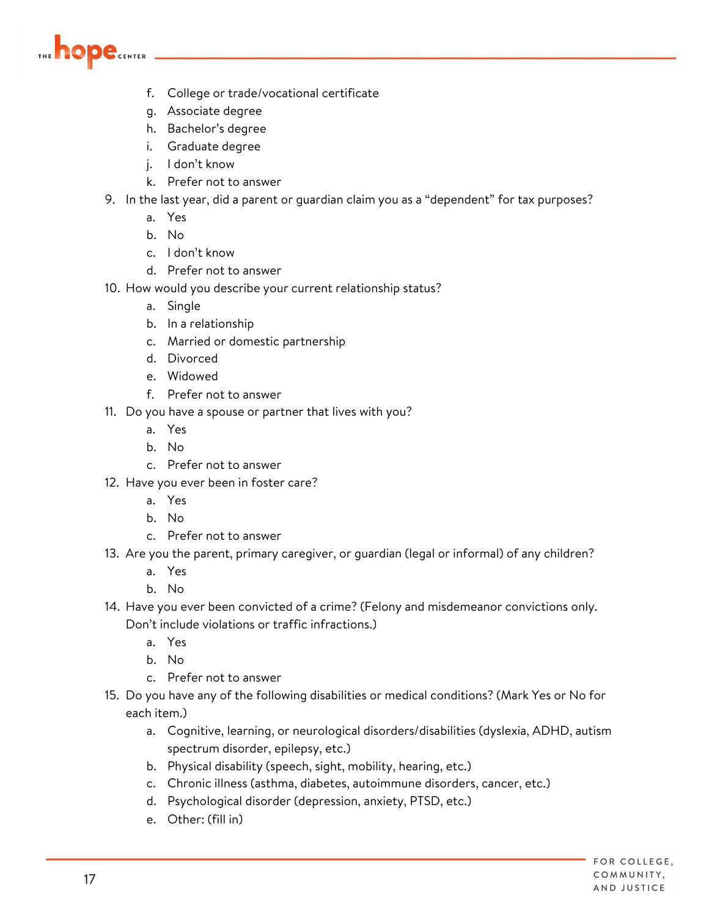f. College or trade/vocational certificate
   g. Associate degree
   h. Bachelor's degree
   i. Graduate degree
   j. I don't know
   k. Prefer not to answer

9. In the last year, did a parent or guardian claim you as a "dependent" for tax purposes?
   a. Yes
   b. No
   c. I don't know
   d. Prefer not to answer
10. How would you describe your current relationship status?
    a. Single
    b. In a relationship
    c. Married or domestic partnership
    d. Divorced
    e. Widowed
    f. Prefer not to answer
11. Do you have a spouse or partner that lives with you?
    a. Yes
    b. No
    c. Prefer not to answer
12. Have you ever been in foster care?
    a. Yes
    b. No
    c. Prefer not to answer
13. Are you the parent, primary caregiver, or guardian (legal or informal) of any children?
    a. Yes
    b. No
14. Have you ever been convicted of a crime? (Felony and misdemeanor convictions only. Don't include violations or traffic infractions.)
    a. Yes
    b. No
    c. Prefer not to answer
15. Do you have any of the following disabilities or medical conditions? (Mark Yes or No for each item.)
    a. Cognitive, learning, or neurological disorders/disabilities (dyslexia, ADHD, autism spectrum disorder, epilepsy, etc.)
    b. Physical disability (speech, sight, mobility, hearing, etc.)
    c. Chronic illness (asthma, diabetes, autoimmune disorders, cancer, etc.)
    d. Psychological disorder (depression, anxiety, PTSD, etc.)
    e. Other: (fill in)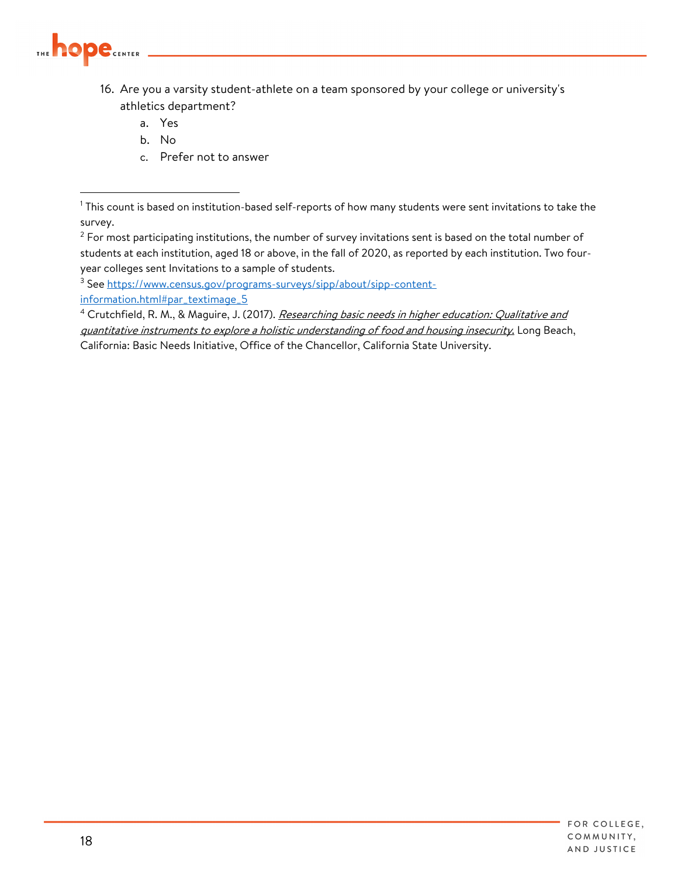16. Are you a varsity student-athlete on a team sponsored by your college or university's athletics department?
    a. Yes
    b. No
    c. Prefer not to answer

---

[1] This count is based on institution-based self-reports of how many students were sent invitations to take the survey.

[2] For most participating institutions, the number of survey invitations sent is based on the total number of students at each institution, aged 18 or above, in the fall of 2020, as reported by each institution. Two four-year colleges sent Invitations to a sample of students.

[3] See https://www.census.gov/programs-surveys/sipp/about/sipp-content-information.html#par_textimage_5

[4] Crutchfield, R. M., & Maguire, J. (2017). *Researching basic needs in higher education: Qualitative and quantitative instruments to explore a holistic understanding of food and housing insecurity.* Long Beach, California: Basic Needs Initiative, Office of the Chancellor, California State University.